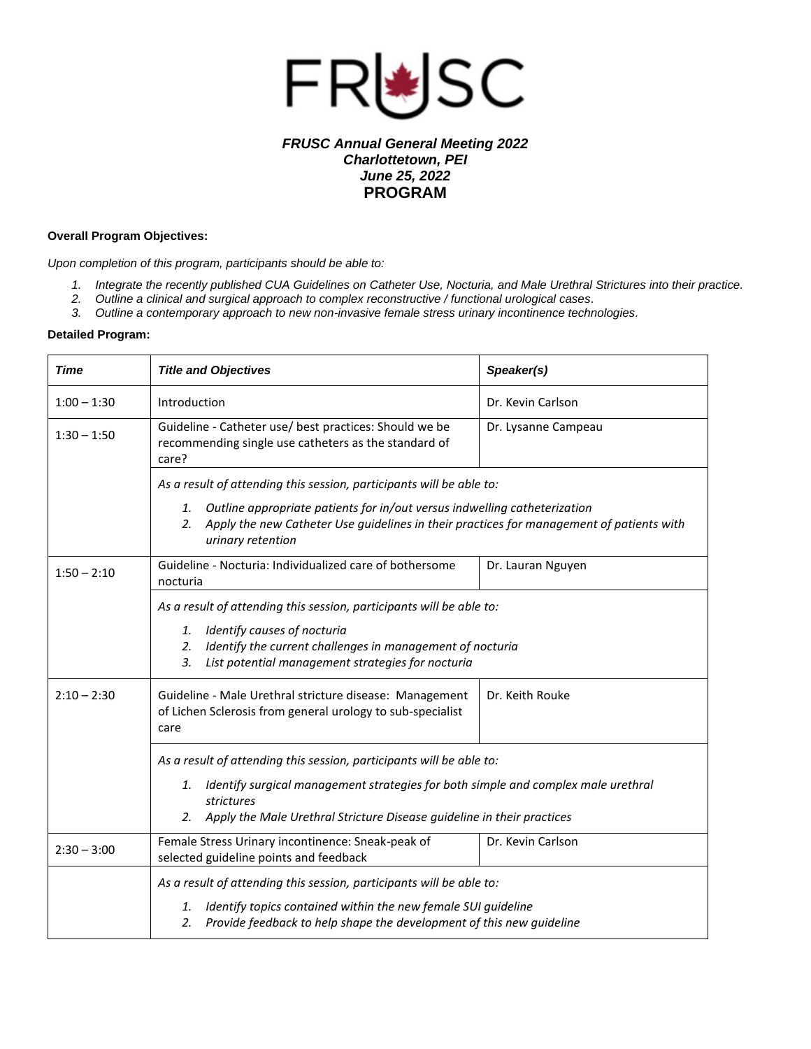# FRUSC

***FRUSC Annual General Meeting 2022***
***Charlottetown, PEI***
***June 25, 2022***
**PROGRAM**

**Overall Program Objectives:**

*Upon completion of this program, participants should be able to:*

1. *Integrate the recently published CUA Guidelines on Catheter Use, Nocturia, and Male Urethral Strictures into their practice.*
2. *Outline a clinical and surgical approach to complex reconstructive / functional urological cases.*
3. *Outline a contemporary approach to new non-invasive female stress urinary incontinence technologies.*

**Detailed Program:**

| ***Time*** | ***Title and Objectives*** | ***Speaker(s)*** |
|---|---|---|
| 1:00 – 1:30 | Introduction | Dr. Kevin Carlson |
| 1:30 – 1:50 | Guideline - Catheter use/ best practices: Should we be recommending single use catheters as the standard of care? | Dr. Lysanne Campeau |
| | *As a result of attending this session, participants will be able to:* 1. *Outline appropriate patients for in/out versus indwelling catheterization* 2. *Apply the new Catheter Use guidelines in their practices for management of patients with urinary retention* | |
| 1:50 – 2:10 | Guideline - Nocturia: Individualized care of bothersome nocturia | Dr. Lauran Nguyen |
| | *As a result of attending this session, participants will be able to:* 1. *Identify causes of nocturia* 2. *Identify the current challenges in management of nocturia* 3. *List potential management strategies for nocturia* | |
| 2:10 – 2:30 | Guideline - Male Urethral stricture disease: Management of Lichen Sclerosis from general urology to sub-specialist care | Dr. Keith Rouke |
| | *As a result of attending this session, participants will be able to:* 1. *Identify surgical management strategies for both simple and complex male urethral strictures* 2. *Apply the Male Urethral Stricture Disease guideline in their practices* | |
| 2:30 – 3:00 | Female Stress Urinary incontinence: Sneak-peak of selected guideline points and feedback | Dr. Kevin Carlson |
| | *As a result of attending this session, participants will be able to:* 1. *Identify topics contained within the new female SUI guideline* 2. *Provide feedback to help shape the development of this new guideline* | |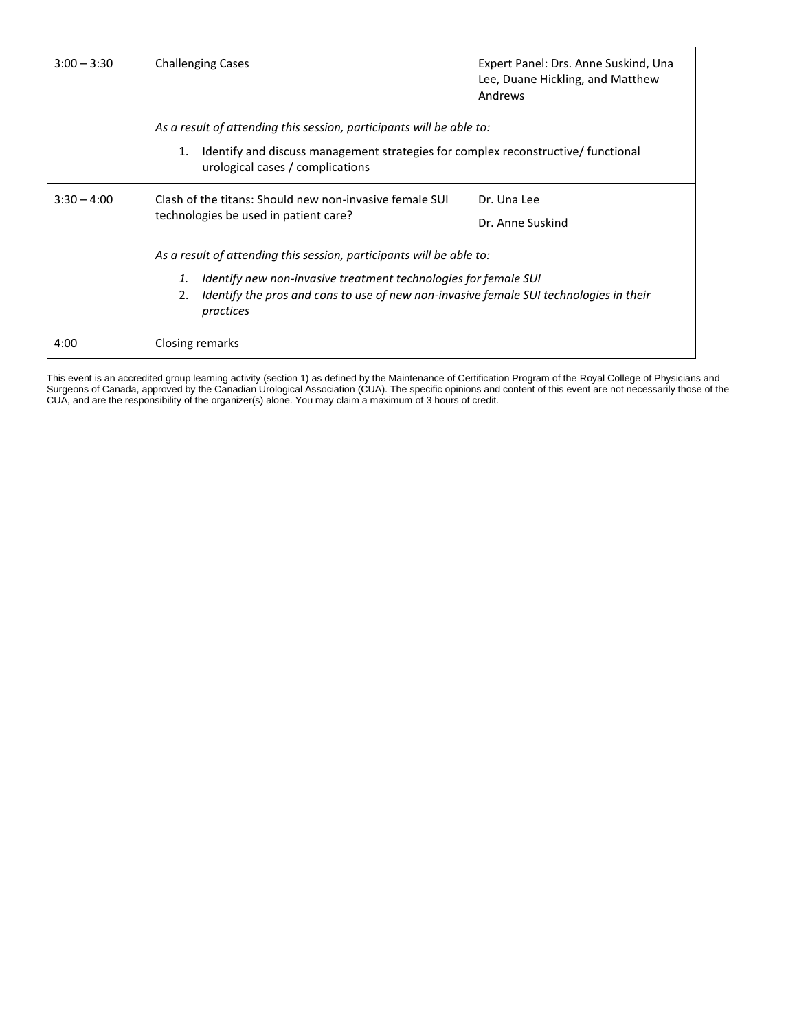| | | |
|---|---|---|
| 3:00 – 3:30 | Challenging Cases | Expert Panel: Drs. Anne Suskind, Una Lee, Duane Hickling, and Matthew Andrews |
| | *As a result of attending this session, participants will be able to:*<br>1. Identify and discuss management strategies for complex reconstructive/ functional urological cases / complications | |
| 3:30 – 4:00 | Clash of the titans: Should new non-invasive female SUI technologies be used in patient care? | Dr. Una Lee<br>Dr. Anne Suskind |
| | *As a result of attending this session, participants will be able to:*<br>1. *Identify new non-invasive treatment technologies for female SUI*<br>2. *Identify the pros and cons to use of new non-invasive female SUI technologies in their practices* | |
| 4:00 | Closing remarks | |

This event is an accredited group learning activity (section 1) as defined by the Maintenance of Certification Program of the Royal College of Physicians and Surgeons of Canada, approved by the Canadian Urological Association (CUA). The specific opinions and content of this event are not necessarily those of the CUA, and are the responsibility of the organizer(s) alone. You may claim a maximum of 3 hours of credit.